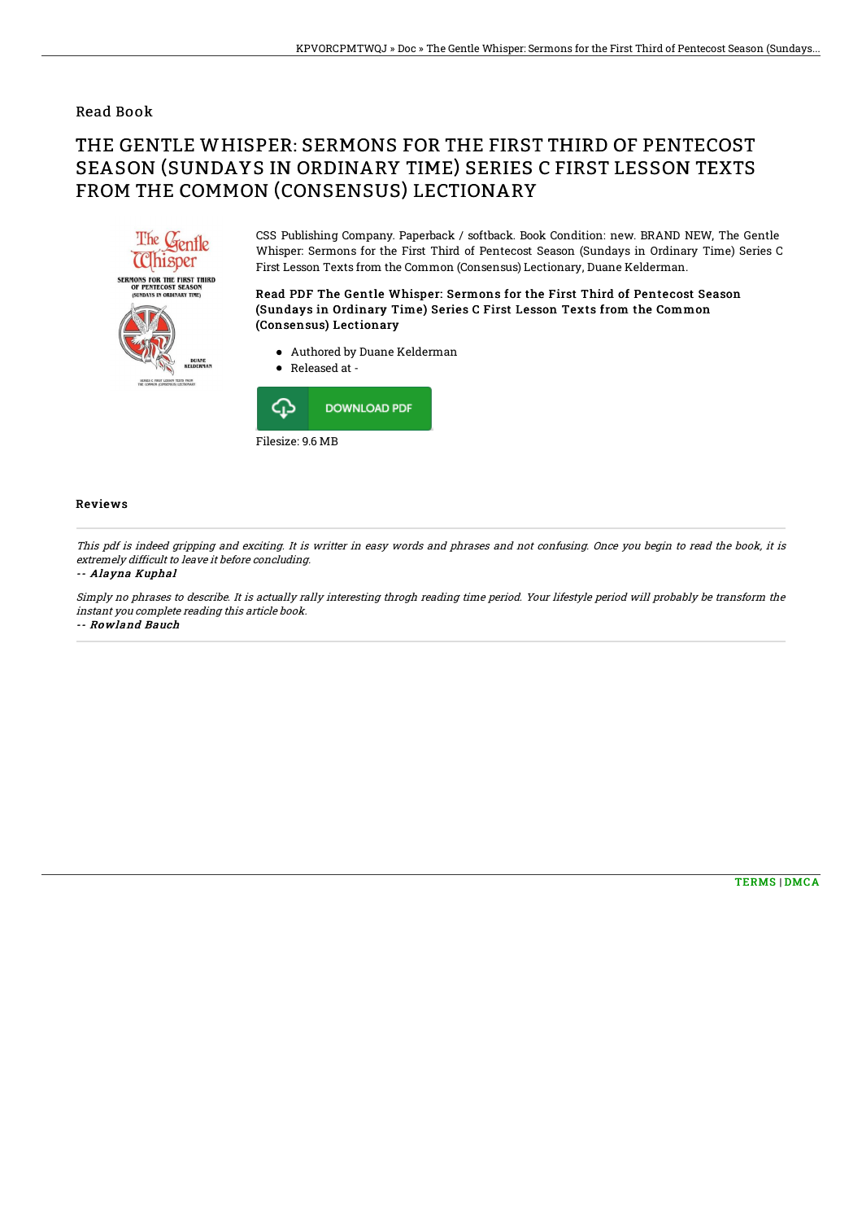Read Book

# THE GENTLE WHISPER: SERMONS FOR THE FIRST THIRD OF PENTECOST SEASON (SUNDAYS IN ORDINARY TIME) SERIES C FIRST LESSON TEXTS FROM THE COMMON (CONSENSUS) LECTIONARY

CSS Publishing Company. Paperback / softback. Book Condition: new. BRAND NEW, The Gentle Whisper: Sermons for the First Third of Pentecost Season (Sundays in Ordinary Time) Series C First Lesson Texts from the Common (Consensus) Lectionary, Duane Kelderman.

### Read PDF The Gentle Whisper: Sermons for the First Third of Pentecost Season (Sundays in Ordinary Time) Series C First Lesson Texts from the Common (Consensus) Lectionary

- Authored by Duane Kelderman
- Released at -

DOWNLOAD PDF

Filesize: 9.6 MB

## Reviews

*This pdf is indeed gripping and exciting. It is writter in easy words and phrases and not confusing. Once you begin to read the book, it is extremely difficult to leave it before concluding.*

-- ***Alayna Kuphal***

*Simply no phrases to describe. It is actually rally interesting throgh reading time period. Your lifestyle period will probably be transform the instant you complete reading this article book.*

-- ***Rowland Bauch***

TERMS | DMCA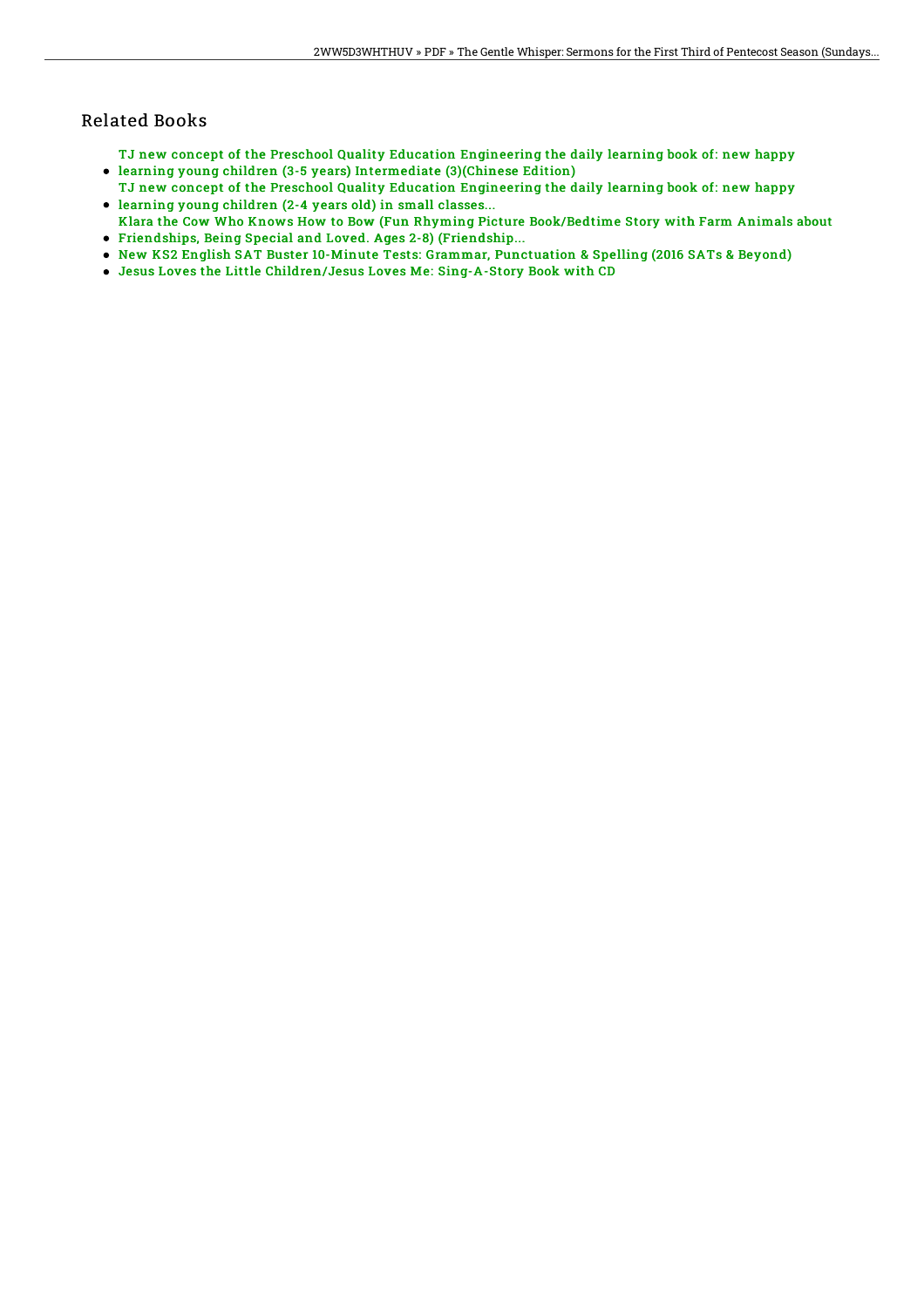## Related Books

- TJ new concept of the Preschool Quality Education Engineering the daily learning book of: new happy learning young children (3-5 years) Intermediate (3)(Chinese Edition)
- TJ new concept of the Preschool Quality Education Engineering the daily learning book of: new happy learning young children (2-4 years old) in small classes...
- Klara the Cow Who Knows How to Bow (Fun Rhyming Picture Book/Bedtime Story with Farm Animals about Friendships, Being Special and Loved. Ages 2-8) (Friendship...
- New KS2 English SAT Buster 10-Minute Tests: Grammar, Punctuation & Spelling (2016 SATs & Beyond)
- Jesus Loves the Little Children/Jesus Loves Me: Sing-A-Story Book with CD